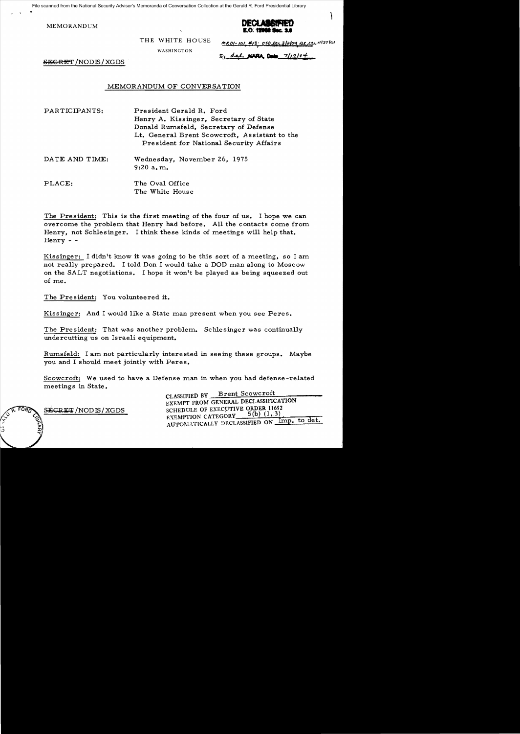File scanned from the National Security Adviser's Memoranda of Conversation Collection at the Gerald R. Ford Presidential Library

MEMORANDUM

**DECLASSIFIED**
**E.O. 12958 Sec. 3.6**

THE WHITE HOUSE

WASHINGTON

MR01-101, #13; OSD ltr 3/2/04, DE ltr 11/27/01

By dal NARA, Date 7/19/04

~~SECRET~~/NODIS/XGDS

## MEMORANDUM OF CONVERSATION

PARTICIPANTS: President Gerald R. Ford
Henry A. Kissinger, Secretary of State
Donald Rumsfeld, Secretary of Defense
Lt. General Brent Scowcroft, Assistant to the President for National Security Affairs

DATE AND TIME: Wednesday, November 26, 1975
9:20 a.m.

PLACE: The Oval Office
The White House

The President: This is the first meeting of the four of us. I hope we can overcome the problem that Henry had before. All the contacts come from Henry, not Schlesinger. I think these kinds of meetings will help that. Henry - -

Kissinger: I didn't know it was going to be this sort of a meeting, so I am not really prepared. I told Don I would take a DOD man along to Moscow on the SALT negotiations. I hope it won't be played as being squeezed out of me.

The President: You volunteered it.

Kissinger: And I would like a State man present when you see Peres.

The President: That was another problem. Schlesinger was continually undercutting us on Israeli equipment.

Rumsfeld: I am not particularly interested in seeing these groups. Maybe you and I should meet jointly with Peres.

Scowcroft: We used to have a Defense man in when you had defense-related meetings in State.

~~SECRET~~/NODIS/XGDS

CLASSIFIED BY Brent Scowcroft
EXEMPT FROM GENERAL DECLASSIFICATION
SCHEDULE OF EXECUTIVE ORDER 11652
EXEMPTION CATEGORY 5(b) (1, 3)
AUTOMATICALLY DECLASSIFIED ON Imp. to det.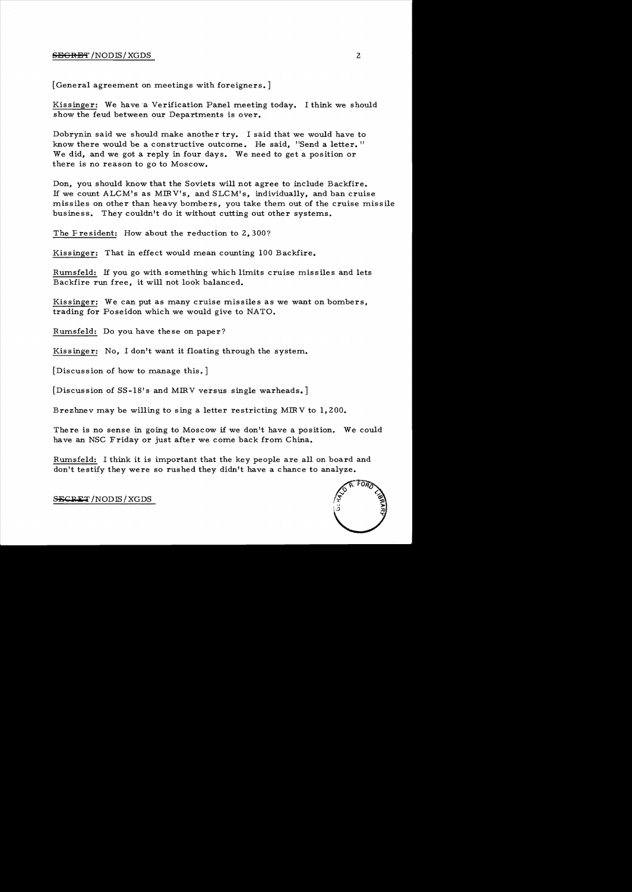[General agreement on meetings with foreigners.]

Kissinger: We have a Verification Panel meeting today. I think we should show the feud between our Departments is over.

Dobrynin said we should make another try. I said that we would have to know there would be a constructive outcome. He said, "Send a letter." We did, and we got a reply in four days. We need to get a position or there is no reason to go to Moscow.

Don, you should know that the Soviets will not agree to include Backfire. If we count ALCM's as MIRV's, and SLCM's, individually, and ban cruise missiles on other than heavy bombers, you take them out of the cruise missile business. They couldn't do it without cutting out other systems.

The President: How about the reduction to 2,300?

Kissinger: That in effect would mean counting 100 Backfire.

Rumsfeld: If you go with something which limits cruise missiles and lets Backfire run free, it will not look balanced.

Kissinger: We can put as many cruise missiles as we want on bombers, trading for Poseidon which we would give to NATO.

Rumsfeld: Do you have these on paper?

Kissinger: No, I don't want it floating through the system.

[Discussion of how to manage this.]

[Discussion of SS-18's and MIRV versus single warheads.]

Brezhnev may be willing to sing a letter restricting MIRV to 1,200.

There is no sense in going to Moscow if we don't have a position. We could have an NSC Friday or just after we come back from China.

Rumsfeld: I think it is important that the key people are all on board and don't testify they were so rushed they didn't have a chance to analyze.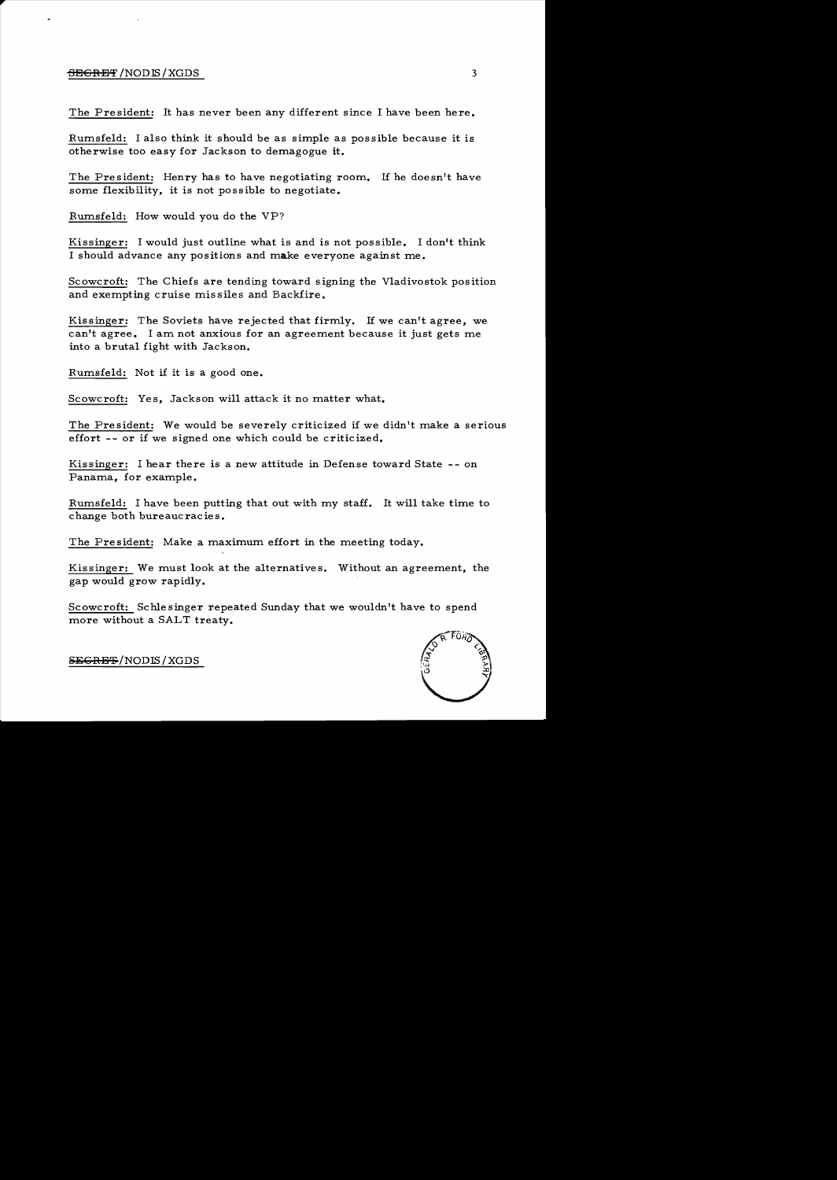The President: It has never been any different since I have been here.

Rumsfeld: I also think it should be as simple as possible because it is otherwise too easy for Jackson to demagogue it.

The President: Henry has to have negotiating room. If he doesn't have some flexibility, it is not possible to negotiate.

Rumsfeld: How would you do the VP?

Kissinger: I would just outline what is and is not possible. I don't think I should advance any positions and make everyone against me.

Scowcroft: The Chiefs are tending toward signing the Vladivostok position and exempting cruise missiles and Backfire.

Kissinger: The Soviets have rejected that firmly. If we can't agree, we can't agree. I am not anxious for an agreement because it just gets me into a brutal fight with Jackson.

Rumsfeld: Not if it is a good one.

Scowcroft: Yes, Jackson will attack it no matter what.

The President: We would be severely criticized if we didn't make a serious effort -- or if we signed one which could be criticized.

Kissinger: I hear there is a new attitude in Defense toward State -- on Panama, for example.

Rumsfeld: I have been putting that out with my staff. It will take time to change both bureaucracies.

The President: Make a maximum effort in the meeting today.

Kissinger: We must look at the alternatives. Without an agreement, the gap would grow rapidly.

Scowcroft: Schlesinger repeated Sunday that we wouldn't have to spend more without a SALT treaty.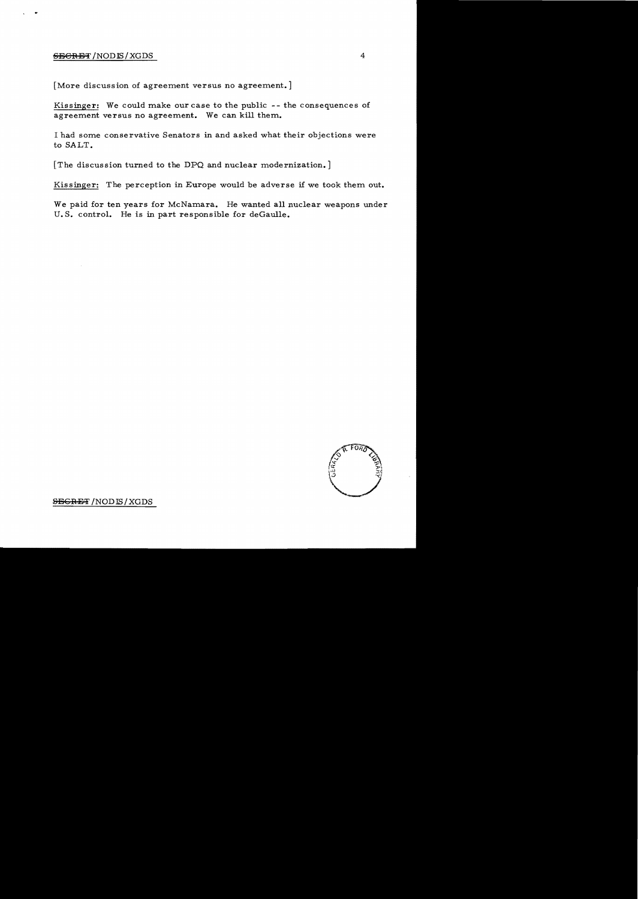[More discussion of agreement versus no agreement.]

Kissinger: We could make our case to the public -- the consequences of agreement versus no agreement. We can kill them.

I had some conservative Senators in and asked what their objections were to SALT.

[The discussion turned to the DPQ and nuclear modernization.]

Kissinger: The perception in Europe would be adverse if we took them out.

We paid for ten years for McNamara. He wanted all nuclear weapons under U.S. control. He is in part responsible for deGaulle.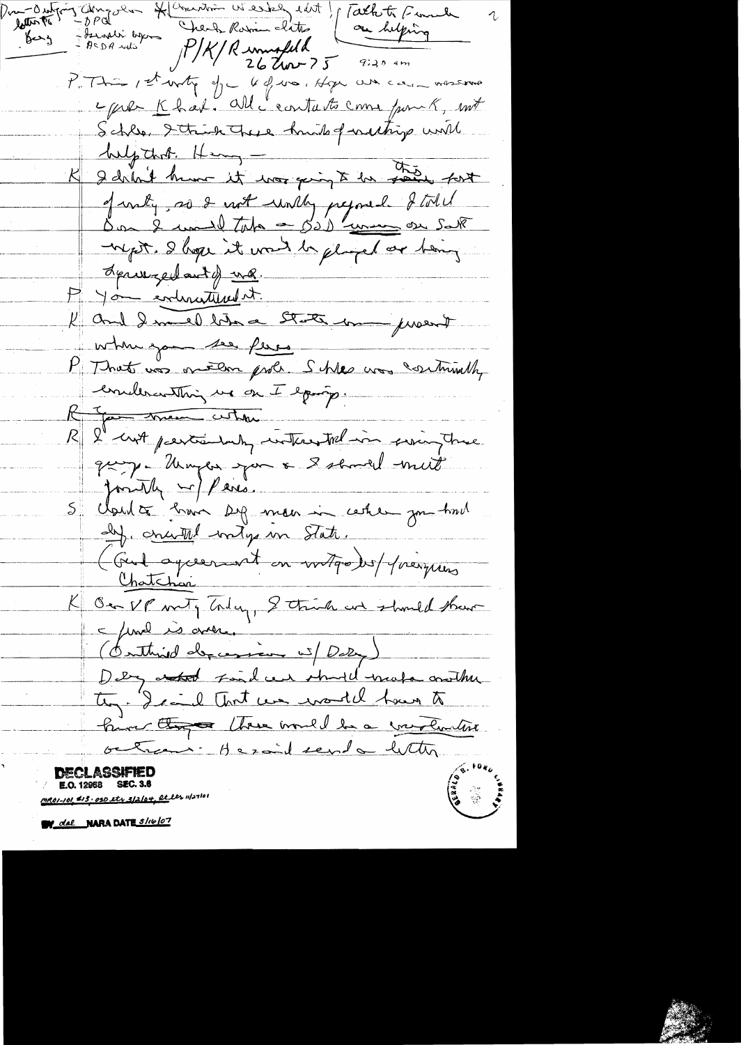Don – Outgoing Ungolan *(Chairman Wiesely edit) Talk to French on helping
letter to – DPC Check Rumsfeld dates
Berg – Sinatra/Vegas
– ACDA vote

P/K/R Rumsfeld
26 Nov 75 9:20 am

P. This 1st meeting of 4 of us. Hope we can overcome cycle K had. All contacts came from K, not Schles. I think these kinds of meetings will help that. Henry –

K I didn't know it was going to be this sort of meeting, so I not really prepared. I told Don I would take a DOD man on SALT mtgs. I hope it won't be played as being dragooned out of NS.

P You eliminated it.

K And I would like a State man present when you see Pres.

P That was another prob. Schles was continually undercutting us on I equip.

R You mean within

R I not particularly interested in seeing these guys. Maybe you & I should meet jointly w/Pres.

S Would be how DOD man in when you had def. oriented mtgs in State.

(Gen agreement on mtgs w/foreigners Chatichai)

K On VP mtg today, I think we should show a fund is over.

(Extended discussion w/Daly)

Daly asked if we should make another try. I said that we would have to know there would be a worthwhile outcome. He said send a letter.

DECLASSIFIED
E.O. 12958 SEC. 3.6
MR01-101, #13; OSD ltr 3/2/04, St ltr 11/27/01
BY dal NARA DATE 5/16/07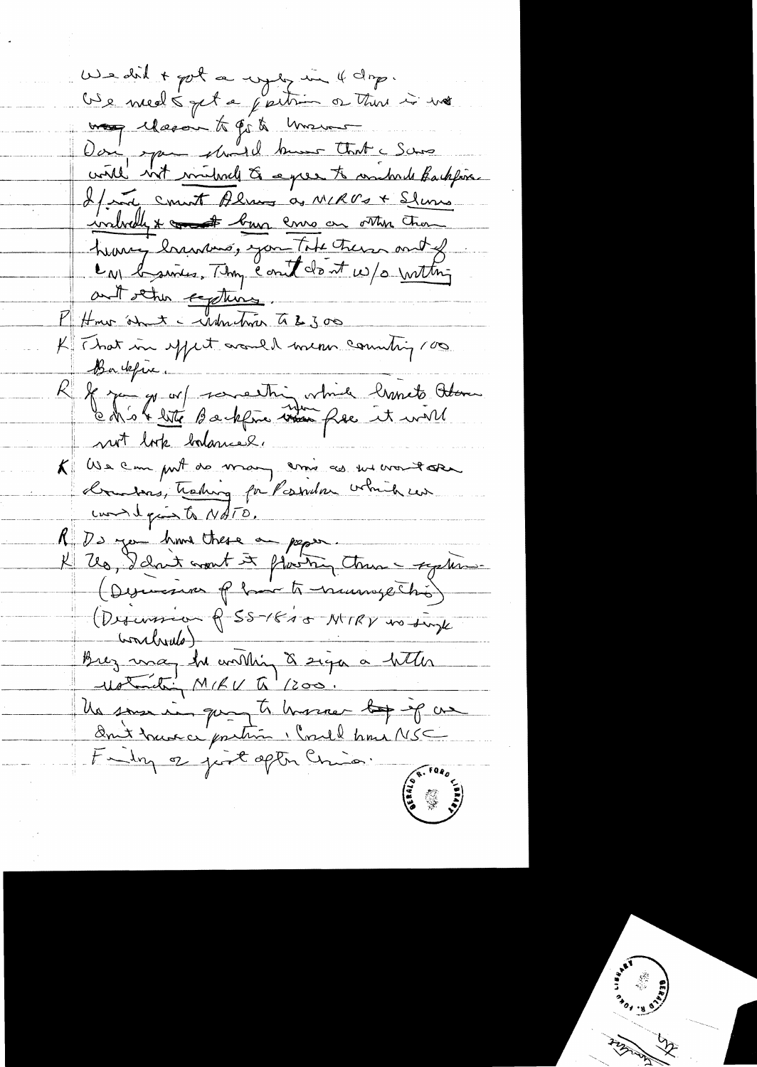We did + got a reply in 4 days.
We need to get a position or there is no way Gleason to go to Moscow.
Don[?] you should know that the Sovs will not include & agree to include Backfire.
If we count Bisons as MIRVs + Slims included + count bombers on other than heavy bombers, you take them out of the business. They can't do it w/o wrecking our other systems.

P How about reduction to 2300

K That in effect would mean counting 100 Backfire.

R If you go w/ something which limits [?] CM's & [?] Backfire [?] free it will not look balanced.

K We can put as many cms as we want on bombers, trading for Poseidon which we would give to NATO.

R Do you have these on paper.

K No, I don't want it floating around – system – (Discussion of how to manage this)
(Discussion of SS-18's & MIRV vs single warheads)
Brez may be willing to sign a letter [?] MIRV to 1200.
Unless I'm going to Moscow – but if we don't have a position, could have NSC Friday or just after China.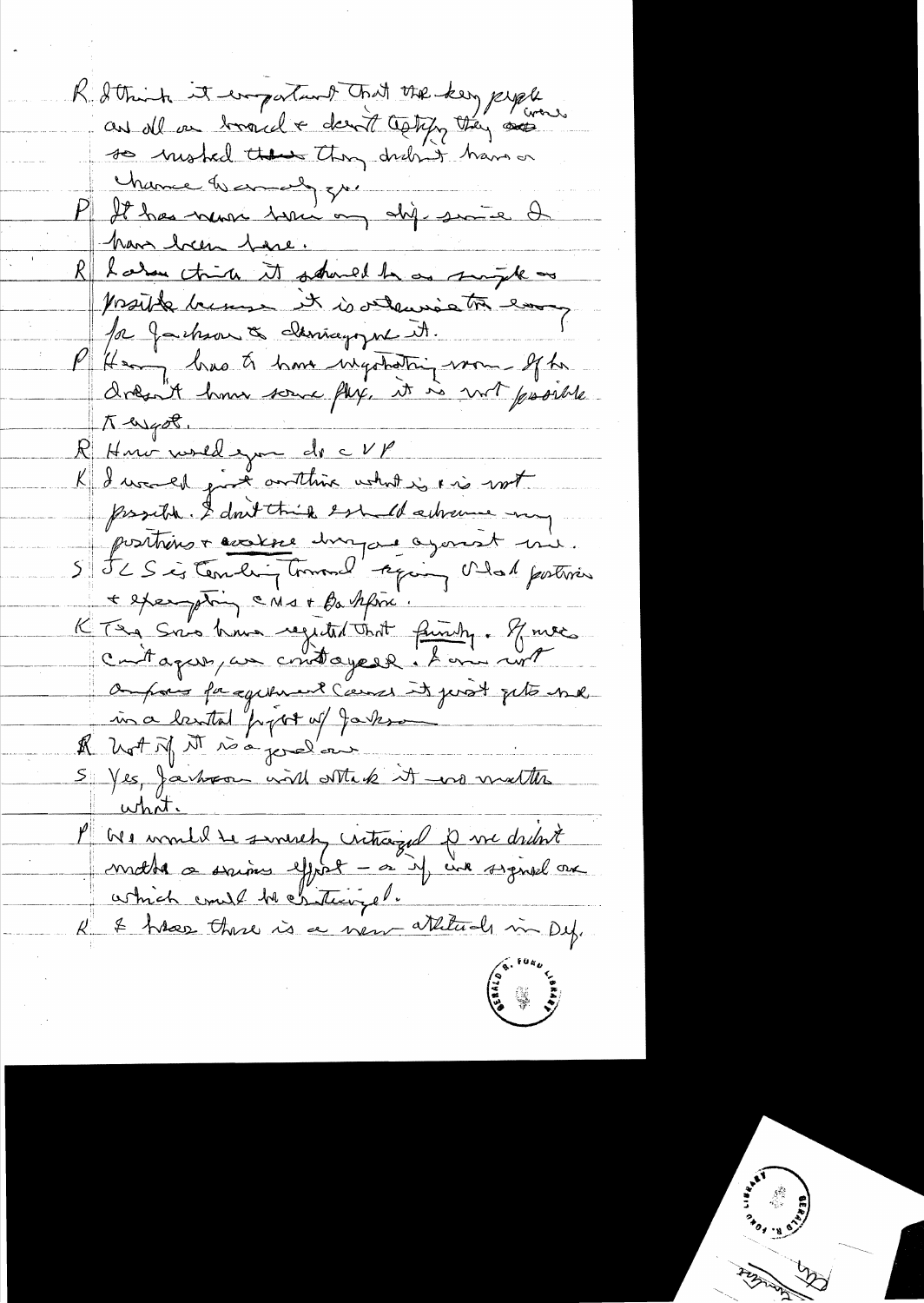R I think it important that the key people are all on board & don't testify they were so rushed that they didn't have a chance to carefully go.

P It has never been my style since I have been here.

R I also think it should be as simple as possible because it is otherwise too easy for Jackson to demagogue it.

P Henry has to have negotiating room. If he doesn't have some flex, it is not possible to negot.

R How would you do CVP

K I would just outline what is & is not possible. I don't think I should advance my positions & weaken bargaining against me.

S JCS is tending toward keeping Vlad position & exempting CMs & Backfire.

K The Sovs have rejected that firmly. If we can't agree, we can't agree. I am not anxious for agreement cause it just gets me in a brutal fight w/ Jackson.

R Not if it is a good one.

S Yes, Jackson will attack it no matter what.

P We would be severely criticized if we didn't make a serious effort – or if we signed one which could be criticized.

R I hear there is a new attitude in Def.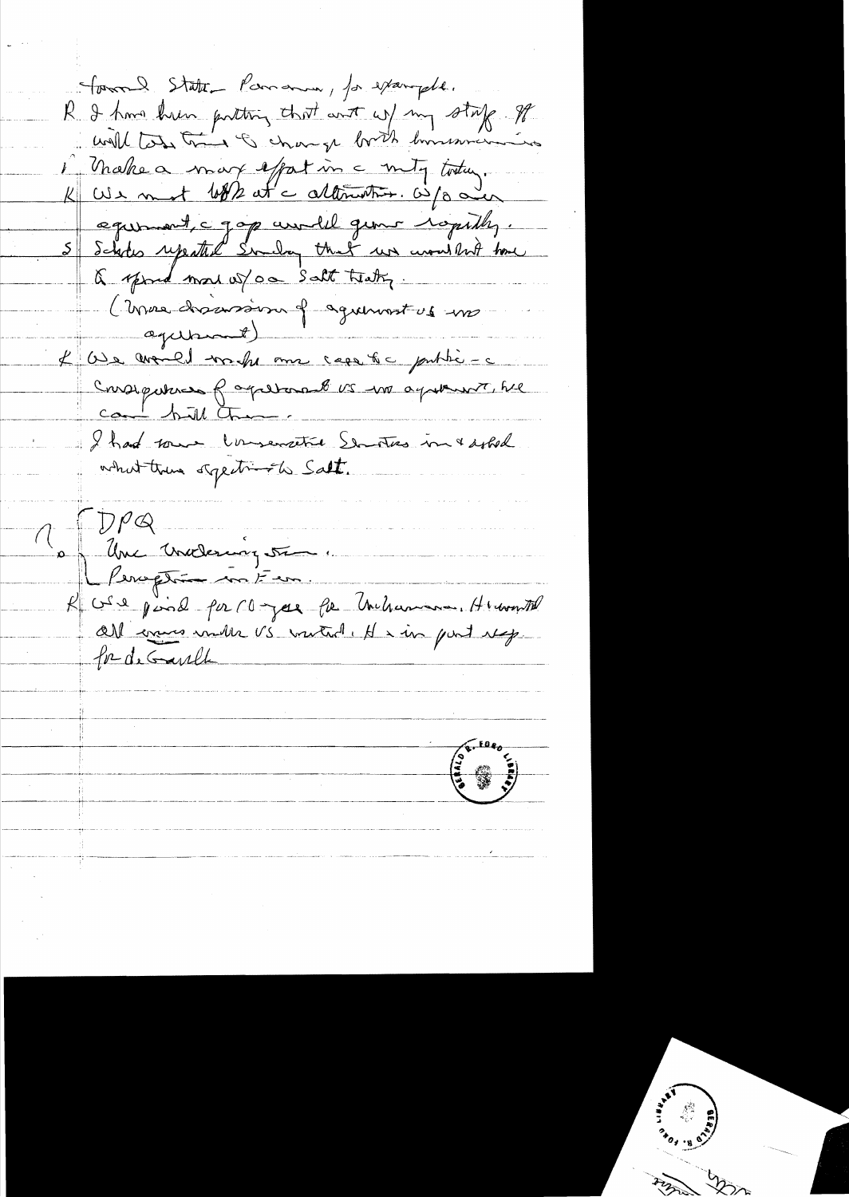toward State Panama, for example.

R I have been putting that out w/ my staff. It will take time & change both Americans

1 Make a max effort in a mtg today.

K We must look at a alternative. W/o an agreement, a gap would grow rapidly.

S Schultz repeated Sunday that we wouldn't have a spend more w/o a Salt treaty.

(More discussion of agreement vs no agreement)

K We would make one case to public – a consequences of agreement vs no agreement, we can't tell them.

I had some Conservative Senators in & asked what their objection to Salt.

[ DPQ

Une Underlying Issue.

Perception in Eur. ]

K We paid for 10 years for Unchanging. He wanted all issues under US control. He is in part resp. for de Gaulle